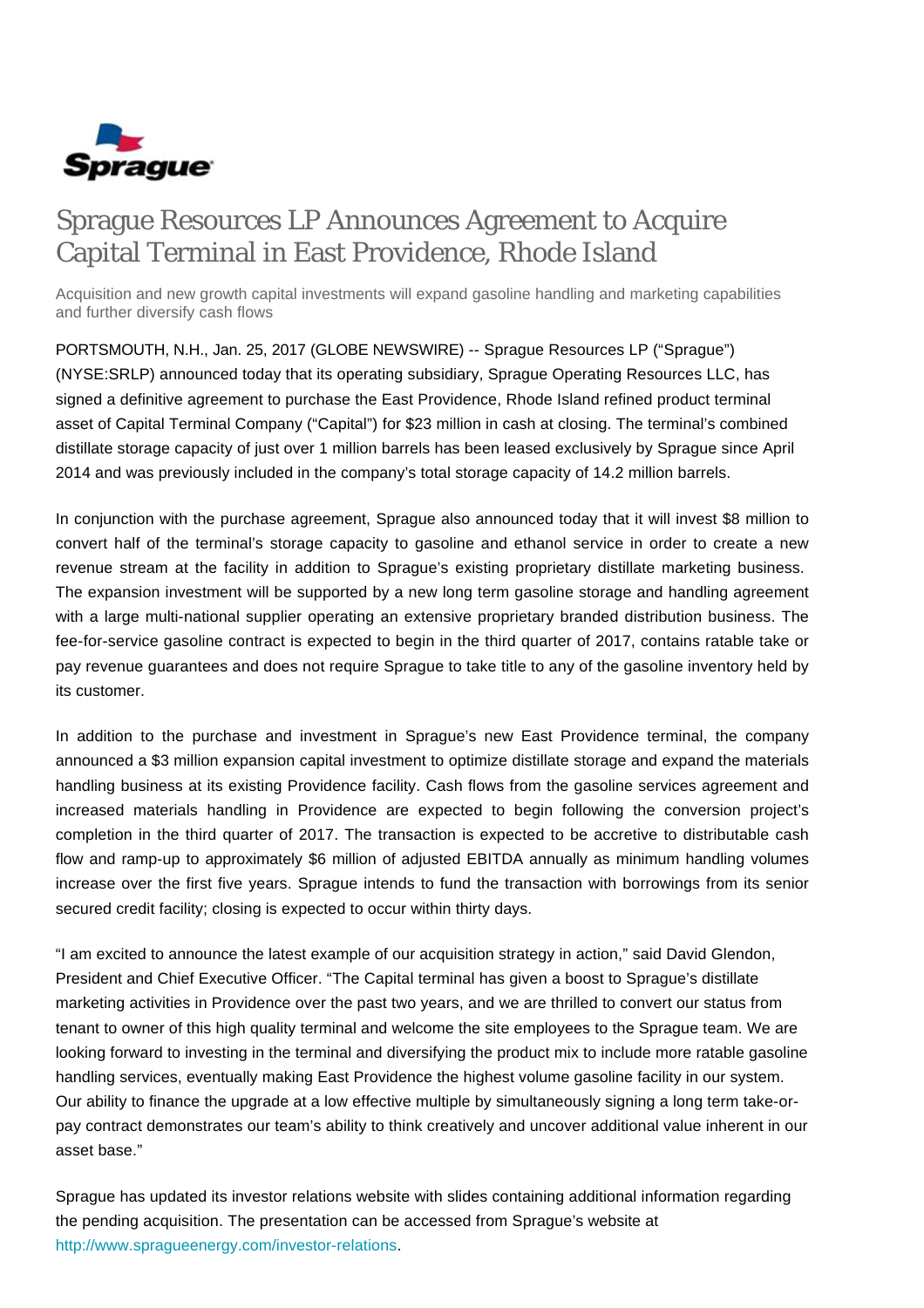# Sprague Resources LP Announces Agreement to Acquire Capital Terminal in East Providence, Rhode Island

Acquisition and new growth capital investments will expand gasoline handling and marketing capabilities and further diversify cash flows

PORTSMOUTH, N.H., Jan. 25, 2017 (GLOBE NEWSWIRE) -- Sprague Resources LP ("Sprague") (NYSE:SRLP) announced today that its operating subsidiary, Sprague Operating Resources LLC, has signed a definitive agreement to purchase the East Providence, Rhode Island refined product terminal asset of Capital Terminal Company ("Capital") for $23 million in cash at closing. The terminal's combined distillate storage capacity of just over 1 million barrels has been leased exclusively by Sprague since April 2014 and was previously included in the company's total storage capacity of 14.2 million barrels.

In conjunction with the purchase agreement, Sprague also announced today that it will invest $8 million to convert half of the terminal's storage capacity to gasoline and ethanol service in order to create a new revenue stream at the facility in addition to Sprague's existing proprietary distillate marketing business. The expansion investment will be supported by a new long term gasoline storage and handling agreement with a large multi-national supplier operating an extensive proprietary branded distribution business. The fee-for-service gasoline contract is expected to begin in the third quarter of 2017, contains ratable take or pay revenue guarantees and does not require Sprague to take title to any of the gasoline inventory held by its customer.

In addition to the purchase and investment in Sprague's new East Providence terminal, the company announced a $3 million expansion capital investment to optimize distillate storage and expand the materials handling business at its existing Providence facility. Cash flows from the gasoline services agreement and increased materials handling in Providence are expected to begin following the conversion project's completion in the third quarter of 2017. The transaction is expected to be accretive to distributable cash flow and ramp-up to approximately $6 million of adjusted EBITDA annually as minimum handling volumes increase over the first five years. Sprague intends to fund the transaction with borrowings from its senior secured credit facility; closing is expected to occur within thirty days.

"I am excited to announce the latest example of our acquisition strategy in action," said David Glendon, President and Chief Executive Officer. "The Capital terminal has given a boost to Sprague's distillate marketing activities in Providence over the past two years, and we are thrilled to convert our status from tenant to owner of this high quality terminal and welcome the site employees to the Sprague team. We are looking forward to investing in the terminal and diversifying the product mix to include more ratable gasoline handling services, eventually making East Providence the highest volume gasoline facility in our system. Our ability to finance the upgrade at a low effective multiple by simultaneously signing a long term take-or-pay contract demonstrates our team's ability to think creatively and uncover additional value inherent in our asset base."

Sprague has updated its investor relations website with slides containing additional information regarding the pending acquisition. The presentation can be accessed from Sprague's website at http://www.spragueenergy.com/investor-relations.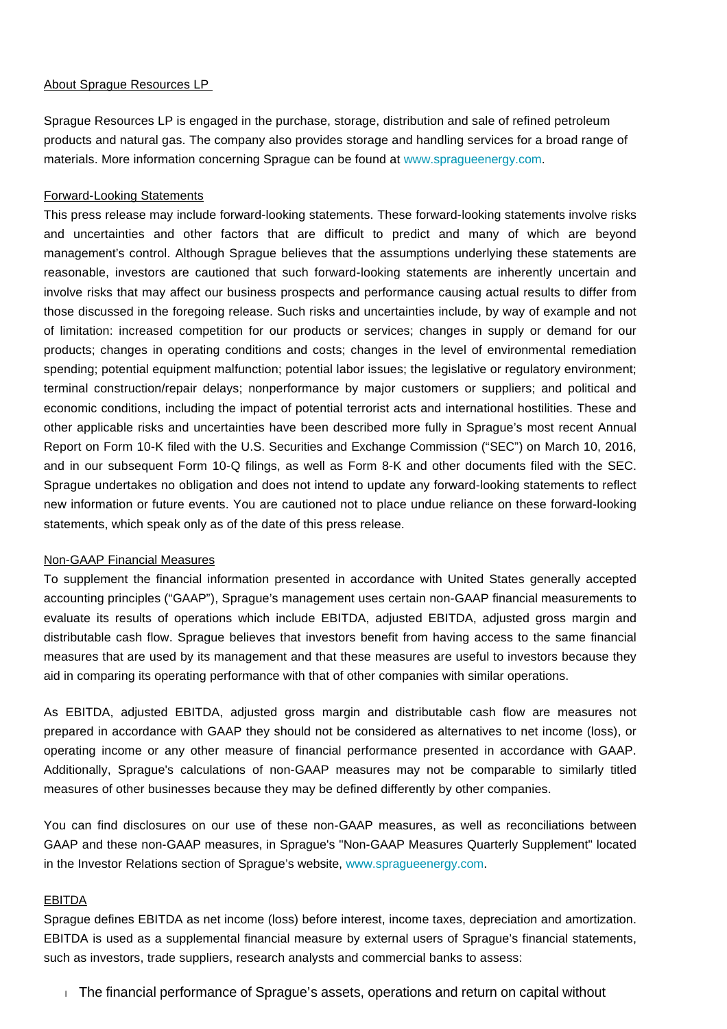About Sprague Resources LP

Sprague Resources LP is engaged in the purchase, storage, distribution and sale of refined petroleum products and natural gas. The company also provides storage and handling services for a broad range of materials. More information concerning Sprague can be found at www.spragueenergy.com.

Forward-Looking Statements

This press release may include forward-looking statements. These forward-looking statements involve risks and uncertainties and other factors that are difficult to predict and many of which are beyond management's control. Although Sprague believes that the assumptions underlying these statements are reasonable, investors are cautioned that such forward-looking statements are inherently uncertain and involve risks that may affect our business prospects and performance causing actual results to differ from those discussed in the foregoing release. Such risks and uncertainties include, by way of example and not of limitation: increased competition for our products or services; changes in supply or demand for our products; changes in operating conditions and costs; changes in the level of environmental remediation spending; potential equipment malfunction; potential labor issues; the legislative or regulatory environment; terminal construction/repair delays; nonperformance by major customers or suppliers; and political and economic conditions, including the impact of potential terrorist acts and international hostilities. These and other applicable risks and uncertainties have been described more fully in Sprague's most recent Annual Report on Form 10-K filed with the U.S. Securities and Exchange Commission ("SEC") on March 10, 2016, and in our subsequent Form 10-Q filings, as well as Form 8-K and other documents filed with the SEC. Sprague undertakes no obligation and does not intend to update any forward-looking statements to reflect new information or future events. You are cautioned not to place undue reliance on these forward-looking statements, which speak only as of the date of this press release.

Non-GAAP Financial Measures

To supplement the financial information presented in accordance with United States generally accepted accounting principles ("GAAP"), Sprague's management uses certain non-GAAP financial measurements to evaluate its results of operations which include EBITDA, adjusted EBITDA, adjusted gross margin and distributable cash flow. Sprague believes that investors benefit from having access to the same financial measures that are used by its management and that these measures are useful to investors because they aid in comparing its operating performance with that of other companies with similar operations.

As EBITDA, adjusted EBITDA, adjusted gross margin and distributable cash flow are measures not prepared in accordance with GAAP they should not be considered as alternatives to net income (loss), or operating income or any other measure of financial performance presented in accordance with GAAP. Additionally, Sprague's calculations of non-GAAP measures may not be comparable to similarly titled measures of other businesses because they may be defined differently by other companies.

You can find disclosures on our use of these non-GAAP measures, as well as reconciliations between GAAP and these non-GAAP measures, in Sprague's "Non-GAAP Measures Quarterly Supplement" located in the Investor Relations section of Sprague's website, www.spragueenergy.com.

EBITDA

Sprague defines EBITDA as net income (loss) before interest, income taxes, depreciation and amortization. EBITDA is used as a supplemental financial measure by external users of Sprague's financial statements, such as investors, trade suppliers, research analysts and commercial banks to assess:

- The financial performance of Sprague's assets, operations and return on capital without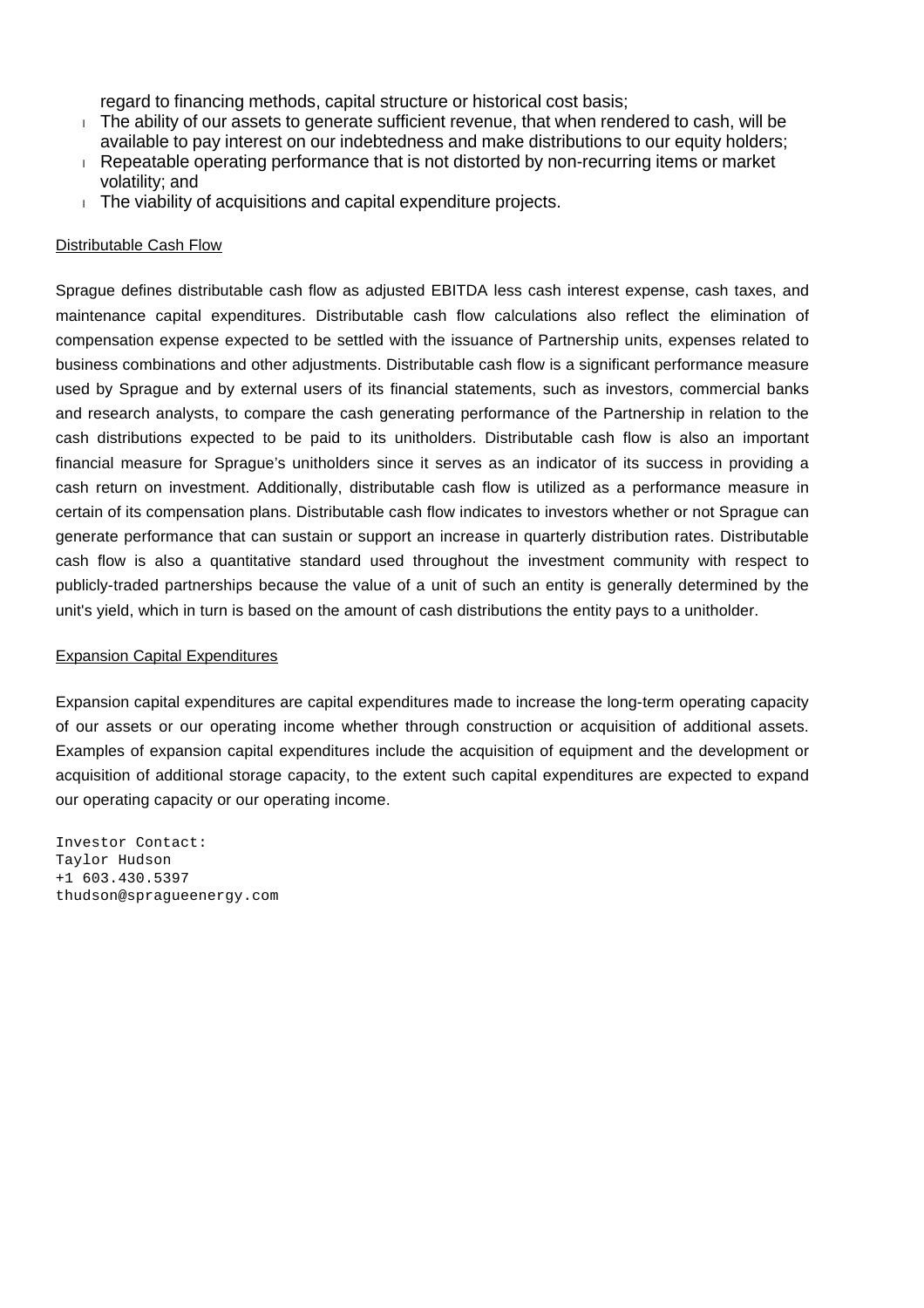regard to financing methods, capital structure or historical cost basis;

- The ability of our assets to generate sufficient revenue, that when rendered to cash, will be available to pay interest on our indebtedness and make distributions to our equity holders;
- Repeatable operating performance that is not distorted by non-recurring items or market volatility; and
- The viability of acquisitions and capital expenditure projects.

Distributable Cash Flow

Sprague defines distributable cash flow as adjusted EBITDA less cash interest expense, cash taxes, and maintenance capital expenditures. Distributable cash flow calculations also reflect the elimination of compensation expense expected to be settled with the issuance of Partnership units, expenses related to business combinations and other adjustments. Distributable cash flow is a significant performance measure used by Sprague and by external users of its financial statements, such as investors, commercial banks and research analysts, to compare the cash generating performance of the Partnership in relation to the cash distributions expected to be paid to its unitholders. Distributable cash flow is also an important financial measure for Sprague's unitholders since it serves as an indicator of its success in providing a cash return on investment. Additionally, distributable cash flow is utilized as a performance measure in certain of its compensation plans. Distributable cash flow indicates to investors whether or not Sprague can generate performance that can sustain or support an increase in quarterly distribution rates. Distributable cash flow is also a quantitative standard used throughout the investment community with respect to publicly-traded partnerships because the value of a unit of such an entity is generally determined by the unit's yield, which in turn is based on the amount of cash distributions the entity pays to a unitholder.

Expansion Capital Expenditures

Expansion capital expenditures are capital expenditures made to increase the long-term operating capacity of our assets or our operating income whether through construction or acquisition of additional assets. Examples of expansion capital expenditures include the acquisition of equipment and the development or acquisition of additional storage capacity, to the extent such capital expenditures are expected to expand our operating capacity or our operating income.

Investor Contact:
Taylor Hudson
+1 603.430.5397
thudson@spragueenergy.com